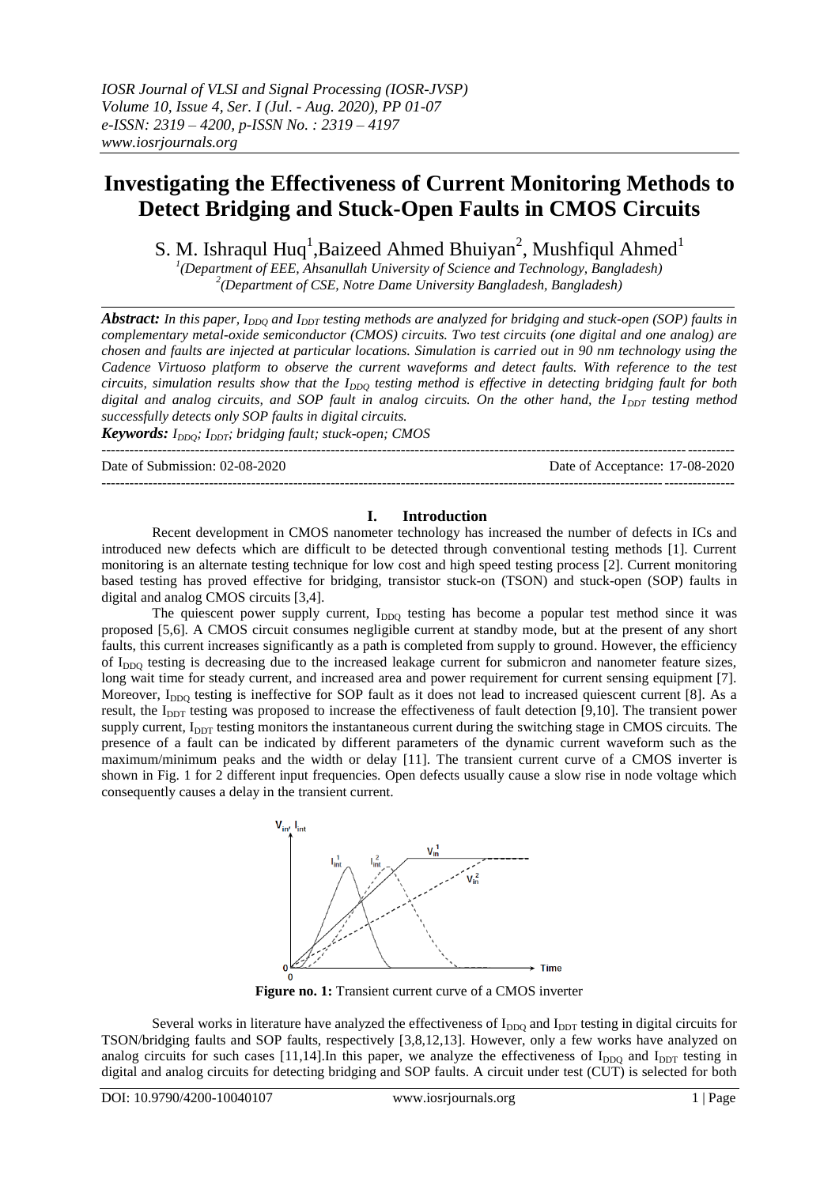*IOSR Journal of VLSI and Signal Processing (IOSR-JVSP)*
*Volume 10, Issue 4, Ser. I (Jul. - Aug. 2020), PP 01-07*
*e-ISSN: 2319 – 4200, p-ISSN No. : 2319 – 4197*
*www.iosrjournals.org*

# Investigating the Effectiveness of Current Monitoring Methods to Detect Bridging and Stuck-Open Faults in CMOS Circuits

S. M. Ishraqul Huq[1], Baizeed Ahmed Bhuiyan[2], Mushfiqul Ahmed[1]

[1](Department of EEE, Ahsanullah University of Science and Technology, Bangladesh)
[2](Department of CSE, Notre Dame University Bangladesh, Bangladesh)

***Abstract:*** *In this paper, $I_{DDQ}$ and $I_{DDT}$ testing methods are analyzed for bridging and stuck-open (SOP) faults in complementary metal-oxide semiconductor (CMOS) circuits. Two test circuits (one digital and one analog) are chosen and faults are injected at particular locations. Simulation is carried out in 90 nm technology using the Cadence Virtuoso platform to observe the current waveforms and detect faults. With reference to the test circuits, simulation results show that the $I_{DDQ}$ testing method is effective in detecting bridging fault for both digital and analog circuits, and SOP fault in analog circuits. On the other hand, the $I_{DDT}$ testing method successfully detects only SOP faults in digital circuits.*

***Keywords:*** *$I_{DDQ}$; $I_{DDT}$; bridging fault; stuck-open; CMOS*

---

Date of Submission: 02-08-2020 | Date of Acceptance: 17-08-2020

---

## I. Introduction

Recent development in CMOS nanometer technology has increased the number of defects in ICs and introduced new defects which are difficult to be detected through conventional testing methods [1]. Current monitoring is an alternate testing technique for low cost and high speed testing process [2]. Current monitoring based testing has proved effective for bridging, transistor stuck-on (TSON) and stuck-open (SOP) faults in digital and analog CMOS circuits [3,4].

The quiescent power supply current, $I_{DDQ}$ testing has become a popular test method since it was proposed [5,6]. A CMOS circuit consumes negligible current at standby mode, but at the present of any short faults, this current increases significantly as a path is completed from supply to ground. However, the efficiency of $I_{DDQ}$ testing is decreasing due to the increased leakage current for submicron and nanometer feature sizes, long wait time for steady current, and increased area and power requirement for current sensing equipment [7]. Moreover, $I_{DDQ}$ testing is ineffective for SOP fault as it does not lead to increased quiescent current [8]. As a result, the $I_{DDT}$ testing was proposed to increase the effectiveness of fault detection [9,10]. The transient power supply current, $I_{DDT}$ testing monitors the instantaneous current during the switching stage in CMOS circuits. The presence of a fault can be indicated by different parameters of the dynamic current waveform such as the maximum/minimum peaks and the width or delay [11]. The transient current curve of a CMOS inverter is shown in Fig. 1 for 2 different input frequencies. Open defects usually cause a slow rise in node voltage which consequently causes a delay in the transient current.

**Figure no. 1:** Transient current curve of a CMOS inverter

Several works in literature have analyzed the effectiveness of $I_{DDQ}$ and $I_{DDT}$ testing in digital circuits for TSON/bridging faults and SOP faults, respectively [3,8,12,13]. However, only a few works have analyzed on analog circuits for such cases [11,14].In this paper, we analyze the effectiveness of $I_{DDQ}$ and $I_{DDT}$ testing in digital and analog circuits for detecting bridging and SOP faults. A circuit under test (CUT) is selected for both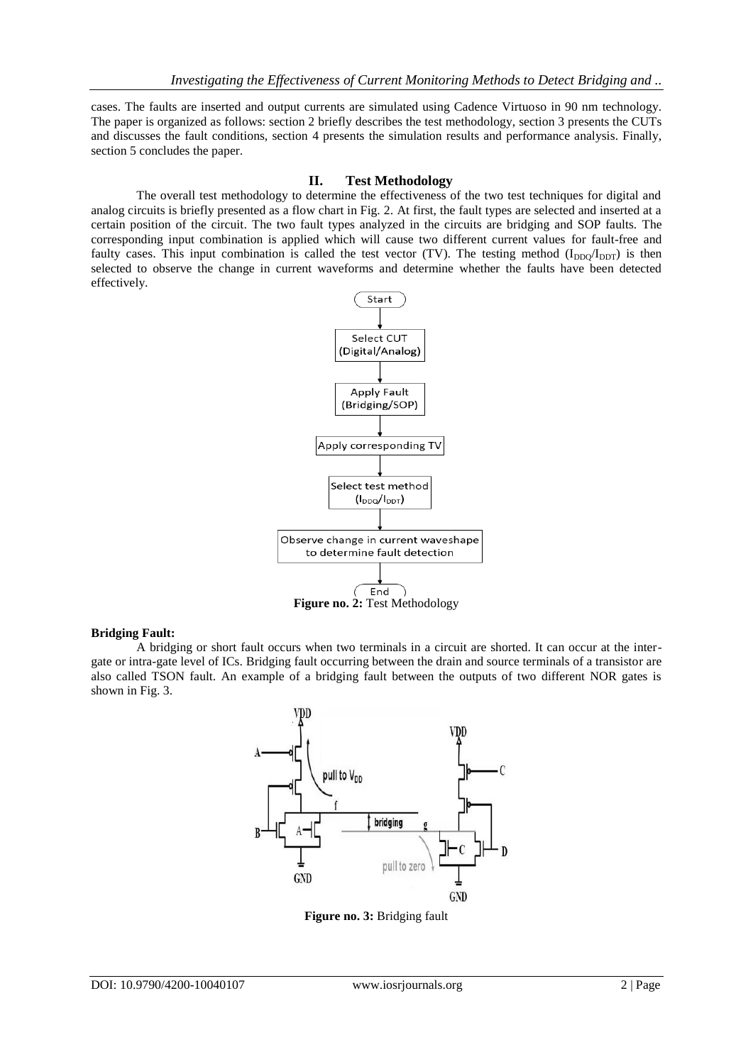cases. The faults are inserted and output currents are simulated using Cadence Virtuoso in 90 nm technology. The paper is organized as follows: section 2 briefly describes the test methodology, section 3 presents the CUTs and discusses the fault conditions, section 4 presents the simulation results and performance analysis. Finally, section 5 concludes the paper.

## II. Test Methodology

The overall test methodology to determine the effectiveness of the two test techniques for digital and analog circuits is briefly presented as a flow chart in Fig. 2. At first, the fault types are selected and inserted at a certain position of the circuit. The two fault types analyzed in the circuits are bridging and SOP faults. The corresponding input combination is applied which will cause two different current values for fault-free and faulty cases. This input combination is called the test vector (TV). The testing method ($I_{DDQ}/I_{DDT}$) is then selected to observe the change in current waveforms and determine whether the faults have been detected effectively.

Start → Select CUT (Digital/Analog) → Apply Fault (Bridging/SOP) → Apply corresponding TV → Select test method ($I_{DDQ}/I_{DDT}$) → Observe change in current waveshape to determine fault detection → End

**Figure no. 2:** Test Methodology

**Bridging Fault:**

A bridging or short fault occurs when two terminals in a circuit are shorted. It can occur at the inter-gate or intra-gate level of ICs. Bridging fault occurring between the drain and source terminals of a transistor are also called TSON fault. An example of a bridging fault between the outputs of two different NOR gates is shown in Fig. 3.

**Figure no. 3:** Bridging fault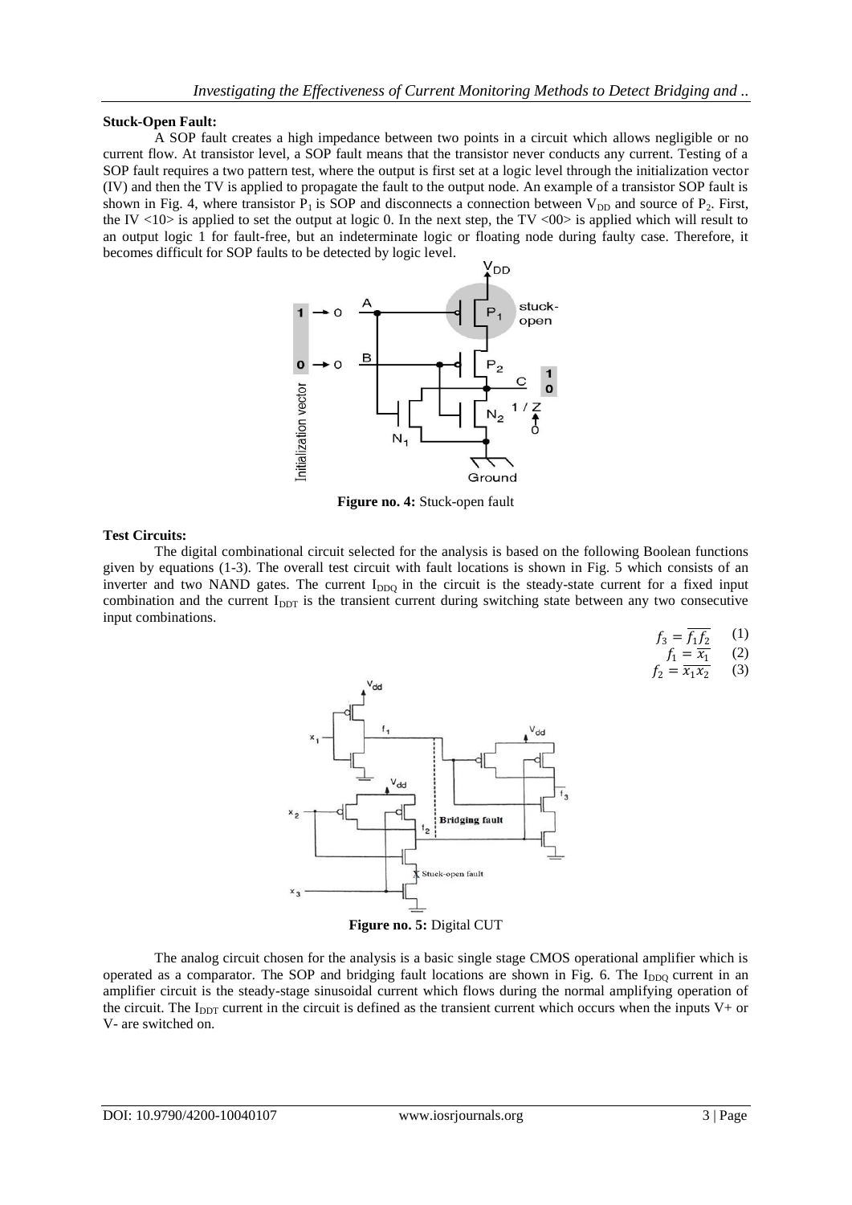**Stuck-Open Fault:**

A SOP fault creates a high impedance between two points in a circuit which allows negligible or no current flow. At transistor level, a SOP fault means that the transistor never conducts any current. Testing of a SOP fault requires a two pattern test, where the output is first set at a logic level through the initialization vector (IV) and then the TV is applied to propagate the fault to the output node. An example of a transistor SOP fault is shown in Fig. 4, where transistor $P_1$ is SOP and disconnects a connection between $V_{DD}$ and source of $P_2$. First, the IV <10> is applied to set the output at logic 0. In the next step, the TV <00> is applied which will result to an output logic 1 for fault-free, but an indeterminate logic or floating node during faulty case. Therefore, it becomes difficult for SOP faults to be detected by logic level.

**Figure no. 4:** Stuck-open fault

**Test Circuits:**

The digital combinational circuit selected for the analysis is based on the following Boolean functions given by equations (1-3). The overall test circuit with fault locations is shown in Fig. 5 which consists of an inverter and two NAND gates. The current $I_{DDQ}$ in the circuit is the steady-state current for a fixed input combination and the current $I_{DDT}$ is the transient current during switching state between any two consecutive input combinations.

$$f_3 = \overline{f_1 f_2} \quad (1)$$

$$f_1 = \overline{x_1} \quad (2)$$

$$f_2 = \overline{x_1 x_2} \quad (3)$$

**Figure no. 5:** Digital CUT

The analog circuit chosen for the analysis is a basic single stage CMOS operational amplifier which is operated as a comparator. The SOP and bridging fault locations are shown in Fig. 6. The $I_{DDQ}$ current in an amplifier circuit is the steady-stage sinusoidal current which flows during the normal amplifying operation of the circuit. The $I_{DDT}$ current in the circuit is defined as the transient current which occurs when the inputs V+ or V- are switched on.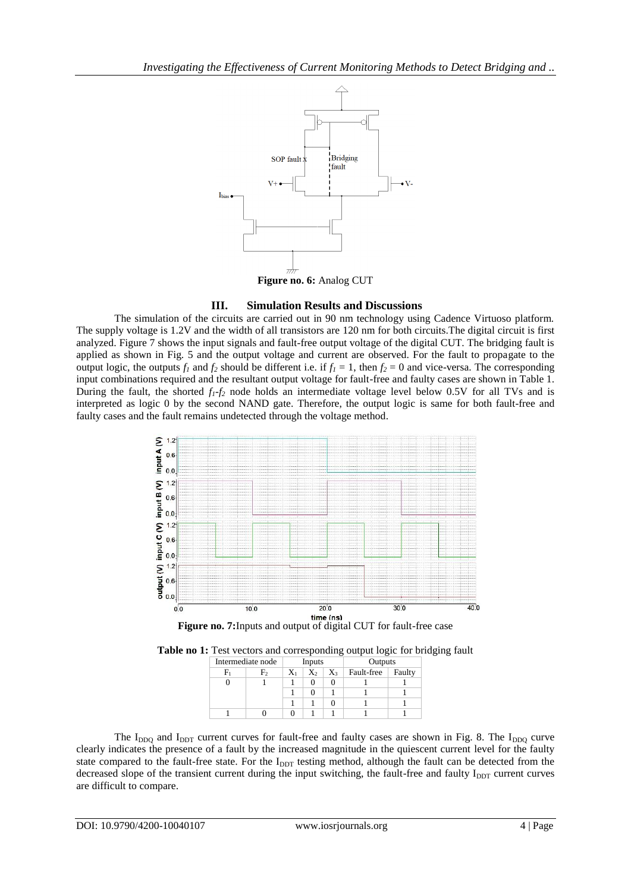**Figure no. 6:** Analog CUT

## III. Simulation Results and Discussions

The simulation of the circuits are carried out in 90 nm technology using Cadence Virtuoso platform. The supply voltage is 1.2V and the width of all transistors are 120 nm for both circuits.The digital circuit is first analyzed. Figure 7 shows the input signals and fault-free output voltage of the digital CUT. The bridging fault is applied as shown in Fig. 5 and the output voltage and current are observed. For the fault to propagate to the output logic, the outputs $f_1$ and $f_2$ should be different i.e. if $f_1 = 1$, then $f_2 = 0$ and vice-versa. The corresponding input combinations required and the resultant output voltage for fault-free and faulty cases are shown in Table 1. During the fault, the shorted $f_1$-$f_2$ node holds an intermediate voltage level below 0.5V for all TVs and is interpreted as logic 0 by the second NAND gate. Therefore, the output logic is same for both fault-free and faulty cases and the fault remains undetected through the voltage method.

**Figure no. 7:** Inputs and output of digital CUT for fault-free case

**Table no 1:** Test vectors and corresponding output logic for bridging fault

| Intermediate node | | Inputs | | | Outputs | |
|---|---|---|---|---|---|---|
| $F_1$ | $F_2$ | $X_1$ | $X_2$ | $X_3$ | Fault-free | Faulty |
| 0 | 1 | 1 | 0 | 0 | 1 | 1 |
| | | 1 | 0 | 1 | 1 | 1 |
| | | 1 | 1 | 0 | 1 | 1 |
| 1 | 0 | 0 | 1 | 1 | 1 | 1 |

The $I_{DDQ}$ and $I_{DDT}$ current curves for fault-free and faulty cases are shown in Fig. 8. The $I_{DDQ}$ curve clearly indicates the presence of a fault by the increased magnitude in the quiescent current level for the faulty state compared to the fault-free state. For the $I_{DDT}$ testing method, although the fault can be detected from the decreased slope of the transient current during the input switching, the fault-free and faulty $I_{DDT}$ current curves are difficult to compare.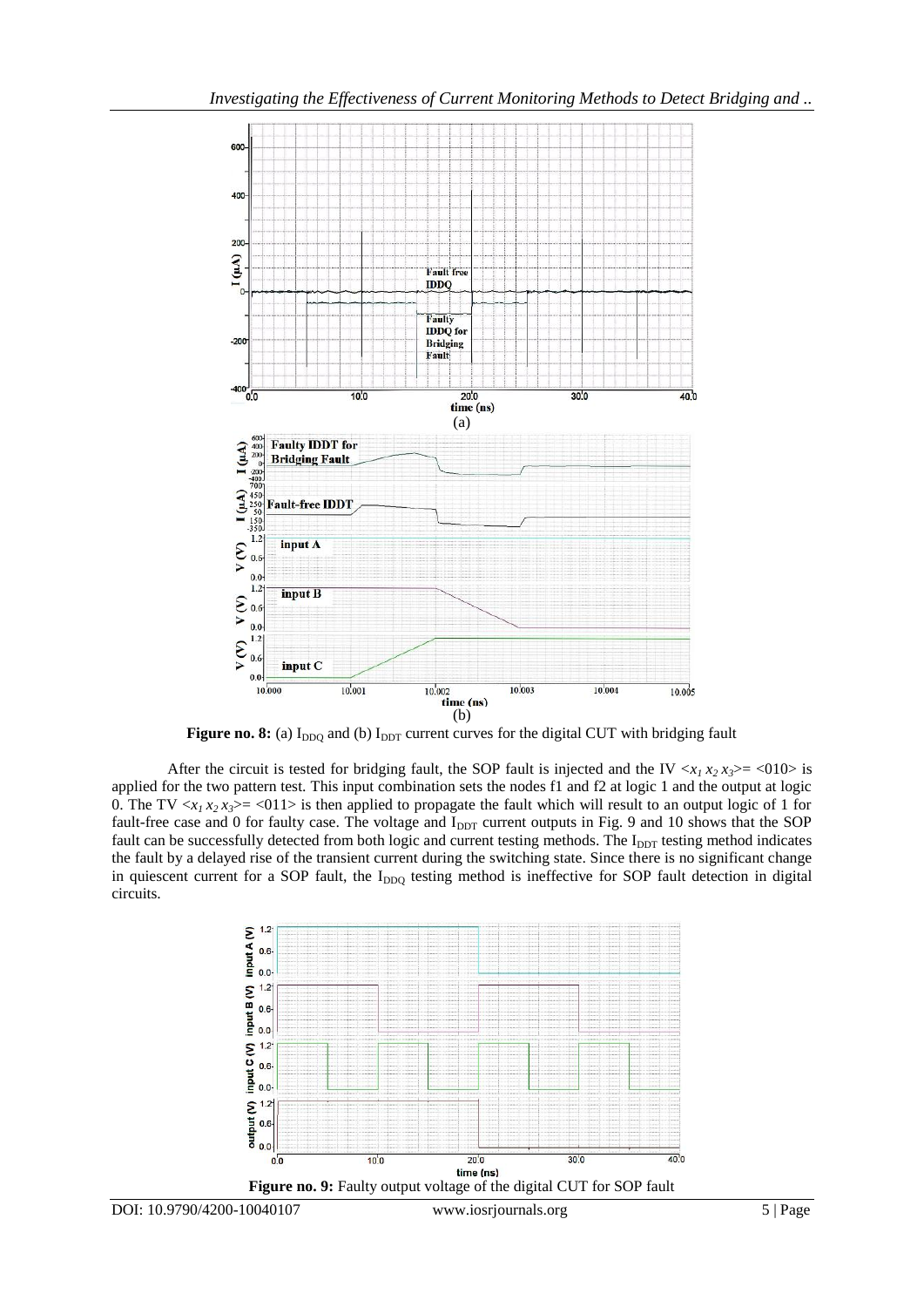**Figure no. 8:** (a) $I_{DDQ}$ and (b) $I_{DDT}$ current curves for the digital CUT with bridging fault

After the circuit is tested for bridging fault, the SOP fault is injected and the IV $<x_1\,x_2\,x_3> = <010>$ is applied for the two pattern test. This input combination sets the nodes f1 and f2 at logic 1 and the output at logic 0. The TV $<x_1\,x_2\,x_3> = <011>$ is then applied to propagate the fault which will result to an output logic of 1 for fault-free case and 0 for faulty case. The voltage and $I_{DDT}$ current outputs in Fig. 9 and 10 shows that the SOP fault can be successfully detected from both logic and current testing methods. The $I_{DDT}$ testing method indicates the fault by a delayed rise of the transient current during the switching state. Since there is no significant change in quiescent current for a SOP fault, the $I_{DDQ}$ testing method is ineffective for SOP fault detection in digital circuits.

**Figure no. 9:** Faulty output voltage of the digital CUT for SOP fault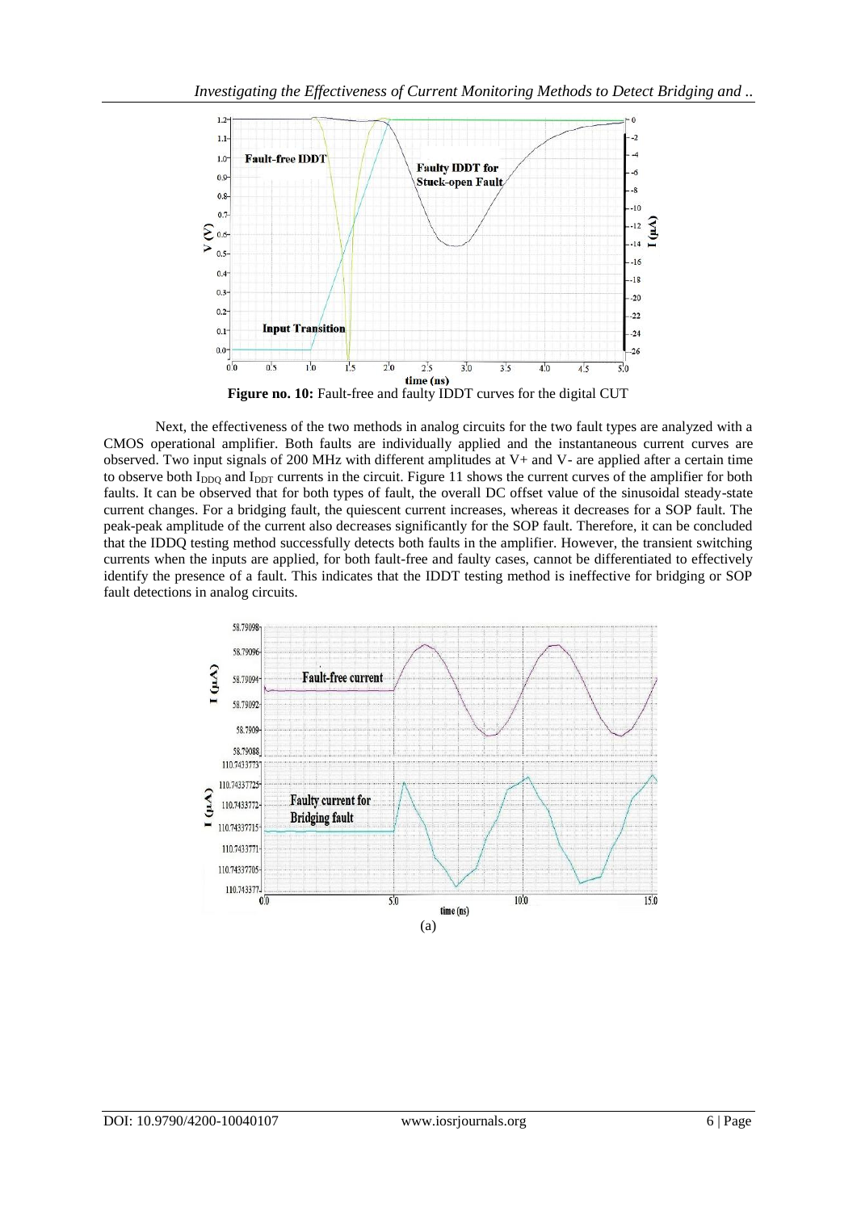**Figure no. 10:** Fault-free and faulty IDDT curves for the digital CUT

Next, the effectiveness of the two methods in analog circuits for the two fault types are analyzed with a CMOS operational amplifier. Both faults are individually applied and the instantaneous current curves are observed. Two input signals of 200 MHz with different amplitudes at V+ and V- are applied after a certain time to observe both $I_{DDQ}$ and $I_{DDT}$ currents in the circuit. Figure 11 shows the current curves of the amplifier for both faults. It can be observed that for both types of fault, the overall DC offset value of the sinusoidal steady-state current changes. For a bridging fault, the quiescent current increases, whereas it decreases for a SOP fault. The peak-peak amplitude of the current also decreases significantly for the SOP fault. Therefore, it can be concluded that the IDDQ testing method successfully detects both faults in the amplifier. However, the transient switching currents when the inputs are applied, for both fault-free and faulty cases, cannot be differentiated to effectively identify the presence of a fault. This indicates that the IDDT testing method is ineffective for bridging or SOP fault detections in analog circuits.

(a)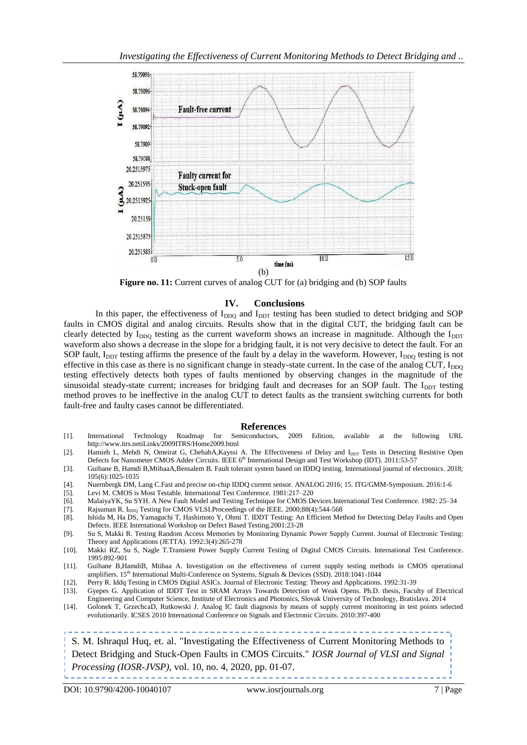58.79098

58.79096

58.79094

58.79092

58.7909

58.79088

I (μA)

Fault-free current

20.2515975

20.251595

20.2515925

20.25159

20.2515875

20.251585

I (μA)

Faulty current for Stuck-open fault

0.0

5.0

10.0

15.0

time (ns)

(b)

**Figure no. 11:** Current curves of analog CUT for (a) bridging and (b) SOP faults

## IV. Conclusions

In this paper, the effectiveness of $I_{DDQ}$ and $I_{DDT}$ testing has been studied to detect bridging and SOP faults in CMOS digital and analog circuits. Results show that in the digital CUT, the bridging fault can be clearly detected by $I_{DDQ}$ testing as the current waveform shows an increase in magnitude. Although the $I_{DDT}$ waveform also shows a decrease in the slope for a bridging fault, it is not very decisive to detect the fault. For an SOP fault, $I_{DDT}$ testing affirms the presence of the fault by a delay in the waveform. However, $I_{DDQ}$ testing is not effective in this case as there is no significant change in steady-state current. In the case of the analog CUT, $I_{DDQ}$ testing effectively detects both types of faults mentioned by observing changes in the magnitude of the sinusoidal steady-state current; increases for bridging fault and decreases for an SOP fault. The $I_{DDT}$ testing method proves to be ineffective in the analog CUT to detect faults as the transient switching currents for both fault-free and faulty cases cannot be differentiated.

## References

[1]. International Technology Roadmap for Semiconductors, 2009 Edition, available at the following URL http://www.itrs.netiLinks/2009ITRS/Home2009.html

[2]. Hamieh L, Mehdi N, Omeirat G, ChehabA,Kayssi A. The Effectiveness of Delay and $I_{DDT}$ Tests in Detecting Resistive Open Defects for Nanometer CMOS Adder Circuits. IEEE 6th International Design and Test Workshop (IDT). 2011:53-57

[3]. Guibane B, Hamdi B,MtibaaA,Bensalem B. Fault tolerant system based on IDDQ testing. International journal of electronics. 2018; 105(6):1025-1035

[4]. Nuernbergk DM, Lang C.Fast and precise on-chip IDDQ current sensor. ANALOG 2016; 15. ITG/GMM-Symposium. 2016:1-6

[5]. Levi M. CMOS is Most Testable. International Test Conference. 1981:217–220

[6]. MalaiyaYK, Su SYH. A New Fault Model and Testing Technique for CMOS Devices.International Test Conference. 1982: 25–34

[7]. Rajsuman R. $I_{DDQ}$ Testing for CMOS VLSI.Proceedings of the IEEE. 2000;88(4):544-568

[8]. Ishida M, Ha DS, Yamaguchi T, Hashimoto Y, Ohmi T. IDDT Testing: An Efficient Method for Detecting Delay Faults and Open Defects. IEEE International Workshop on Defect Based Testing.2001:23-28

[9]. Su S, Makki R. Testing Random Access Memories by Monitoring Dynamic Power Supply Current. Journal of Electronic Testing: Theory and Applications (JETTA). 1992:3(4):265-278

[10]. Makki RZ, Su S, Nagle T.Transient Power Supply Current Testing of Digital CMOS Circuits. International Test Conference. 1995:892-901

[11]. Guibane B,HamdiB, Mtibaa A. Investigation on the effectiveness of current supply testing methods in CMOS operational amplifiers. 15th International Multi-Conference on Systems, Signals & Devices (SSD). 2018:1041-1044

[12]. Perry R. Iddq Testing in CMOS Digital ASICs. Journal of Electronic Testing: Theory and Applications. 1992:31-39

[13]. Gyepes G. Application of IDDT Test in SRAM Arrays Towards Detection of Weak Opens. Ph.D. thesis, Faculty of Electrical Engineering and Computer Science, Institute of Electronics and Photonics, Slovak University of Technology, Bratislava. 2014

[14]. Golonek T, GrzechcaD, Rutkowski J. Analog IC fault diagnosis by means of supply current monitoring in test points selected evolutionarily. ICSES 2010 International Conference on Signals and Electronic Circuits. 2010:397-400

S. M. Ishraqul Huq, et. al. "Investigating the Effectiveness of Current Monitoring Methods to Detect Bridging and Stuck-Open Faults in CMOS Circuits." *IOSR Journal of VLSI and Signal Processing (IOSR-JVSP)*, vol. 10, no. 4, 2020, pp. 01-07.